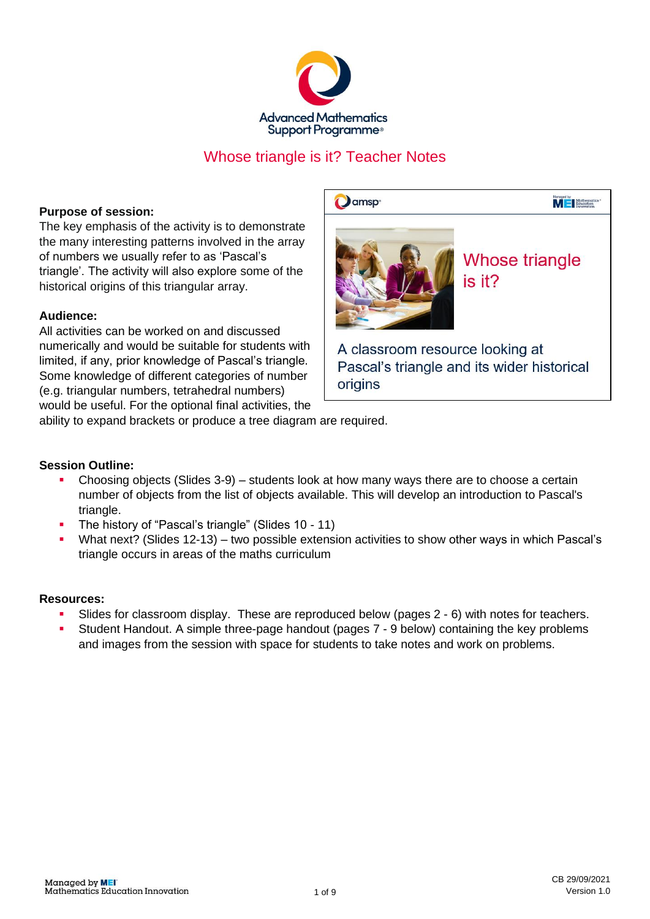Advanced Mathematics Support Programme

# Whose triangle is it? Teacher Notes

**Purpose of session:**
The key emphasis of the activity is to demonstrate the many interesting patterns involved in the array of numbers we usually refer to as 'Pascal's triangle'. The activity will also explore some of the historical origins of this triangular array.

Whose triangle is it?

A classroom resource looking at Pascal's triangle and its wider historical origins

**Audience:**
All activities can be worked on and discussed numerically and would be suitable for students with limited, if any, prior knowledge of Pascal's triangle. Some knowledge of different categories of number (e.g. triangular numbers, tetrahedral numbers) would be useful. For the optional final activities, the ability to expand brackets or produce a tree diagram are required.

**Session Outline:**

- Choosing objects (Slides 3-9) – students look at how many ways there are to choose a certain number of objects from the list of objects available. This will develop an introduction to Pascal's triangle.
- The history of "Pascal's triangle" (Slides 10 - 11)
- What next? (Slides 12-13) – two possible extension activities to show other ways in which Pascal's triangle occurs in areas of the maths curriculum

**Resources:**

- Slides for classroom display. These are reproduced below (pages 2 - 6) with notes for teachers.
- Student Handout. A simple three-page handout (pages 7 - 9 below) containing the key problems and images from the session with space for students to take notes and work on problems.

Managed by MEI Mathematics Education Innovation

CB 29/09/2021
Version 1.0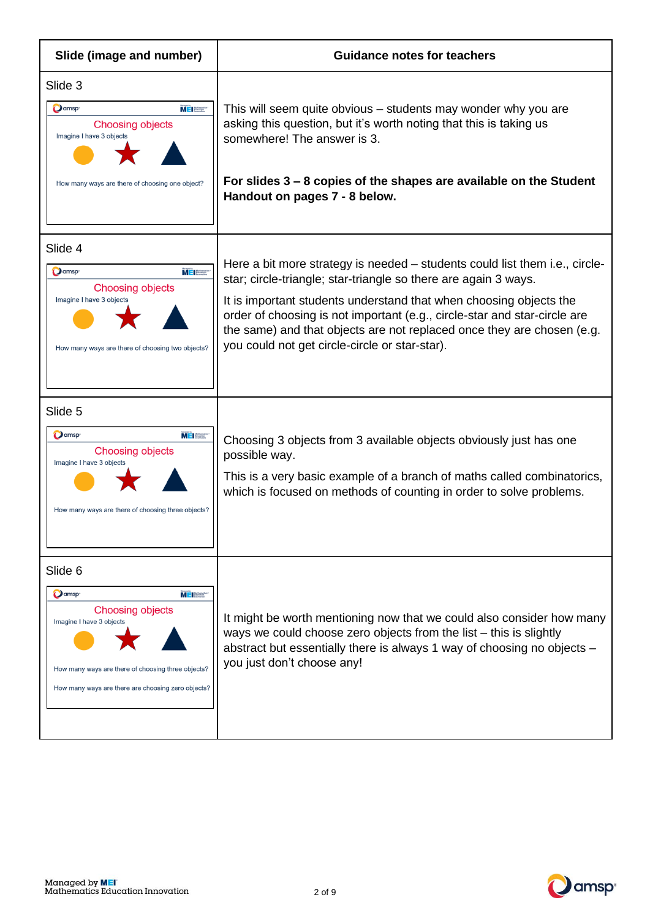| Slide (image and number) | Guidance notes for teachers |
| --- | --- |
| Slide 3<br>Choosing objects<br>Imagine I have 3 objects<br>How many ways are there of choosing one object? | This will seem quite obvious – students may wonder why you are asking this question, but it's worth noting that this is taking us somewhere! The answer is 3.<br><br>**For slides 3 – 8 copies of the shapes are available on the Student Handout on pages 7 - 8 below.** |
| Slide 4<br>Choosing objects<br>Imagine I have 3 objects<br>How many ways are there of choosing two objects? | Here a bit more strategy is needed – students could list them i.e., circle-star; circle-triangle; star-triangle so there are again 3 ways.<br><br>It is important students understand that when choosing objects the order of choosing is not important (e.g., circle-star and star-circle are the same) and that objects are not replaced once they are chosen (e.g. you could not get circle-circle or star-star). |
| Slide 5<br>Choosing objects<br>Imagine I have 3 objects<br>How many ways are there of choosing three objects? | Choosing 3 objects from 3 available objects obviously just has one possible way.<br><br>This is a very basic example of a branch of maths called combinatorics, which is focused on methods of counting in order to solve problems. |
| Slide 6<br>Choosing objects<br>Imagine I have 3 objects<br>How many ways are there of choosing three objects?<br>How many ways are there are choosing zero objects? | It might be worth mentioning now that we could also consider how many ways we could choose zero objects from the list – this is slightly abstract but essentially there is always 1 way of choosing no objects – you just don't choose any! |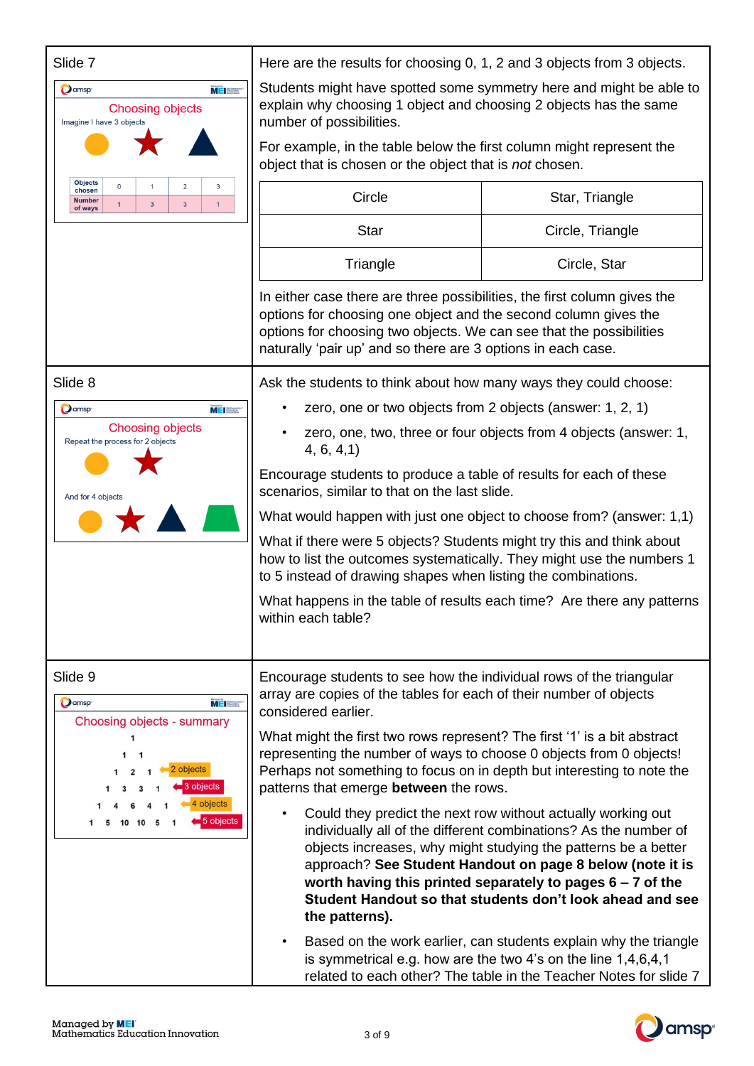## Slide 7

Choosing objects

Imagine I have 3 objects

| Objects chosen | 0 | 1 | 2 | 3 |
| --- | --- | --- | --- | --- |
| Number of ways | 1 | 3 | 3 | 1 |

Here are the results for choosing 0, 1, 2 and 3 objects from 3 objects.

Students might have spotted some symmetry here and might be able to explain why choosing 1 object and choosing 2 objects has the same number of possibilities.

For example, in the table below the first column might represent the object that is chosen or the object that is *not* chosen.

| Circle | Star, Triangle |
| --- | --- |
| Star | Circle, Triangle |
| Triangle | Circle, Star |

In either case there are three possibilities, the first column gives the options for choosing one object and the second column gives the options for choosing two objects. We can see that the possibilities naturally 'pair up' and so there are 3 options in each case.

## Slide 8

Choosing objects

Repeat the process for 2 objects

And for 4 objects

Ask the students to think about how many ways they could choose:

- zero, one or two objects from 2 objects (answer: 1, 2, 1)
- zero, one, two, three or four objects from 4 objects (answer: 1, 4, 6, 4,1)

Encourage students to produce a table of results for each of these scenarios, similar to that on the last slide.

What would happen with just one object to choose from? (answer: 1,1)

What if there were 5 objects? Students might try this and think about how to list the outcomes systematically. They might use the numbers 1 to 5 instead of drawing shapes when listing the combinations.

What happens in the table of results each time? Are there any patterns within each table?

## Slide 9

Choosing objects - summary

```
        1
       1 1
      1 2 1          2 objects
     1 3 3 1         3 objects
    1 4 6 4 1        4 objects
  1 5 10 10 5 1      5 objects
```

Encourage students to see how the individual rows of the triangular array are copies of the tables for each of their number of objects considered earlier.

What might the first two rows represent? The first '1' is a bit abstract representing the number of ways to choose 0 objects from 0 objects! Perhaps not something to focus on in depth but interesting to note the patterns that emerge **between** the rows.

- Could they predict the next row without actually working out individually all of the different combinations? As the number of objects increases, why might studying the patterns be a better approach? **See Student Handout on page 8 below (note it is worth having this printed separately to pages 6 – 7 of the Student Handout so that students don't look ahead and see the patterns).**
- Based on the work earlier, can students explain why the triangle is symmetrical e.g. how are the two 4's on the line 1,4,6,4,1 related to each other? The table in the Teacher Notes for slide 7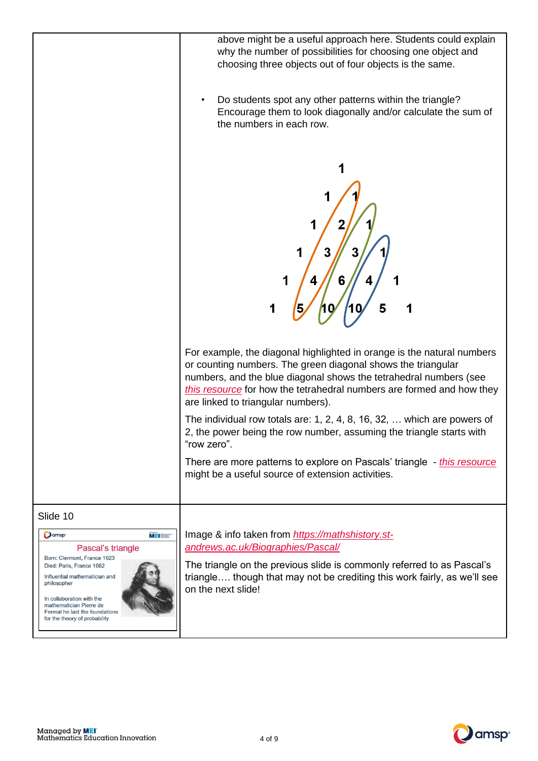| | |
|---|---|
| | above might be a useful approach here. Students could explain why the number of possibilities for choosing one object and choosing three objects out of four objects is the same.<br><br>• Do students spot any other patterns within the triangle? Encourage them to look diagonally and/or calculate the sum of the numbers in each row.<br><br>1<br>1 1<br>1 2 1<br>1 3 3 1<br>1 4 6 4 1<br>1 5 10 10 5 1<br><br>For example, the diagonal highlighted in orange is the natural numbers or counting numbers. The green diagonal shows the triangular numbers, and the blue diagonal shows the tetrahedral numbers (see *this resource* for how the tetrahedral numbers are formed and how they are linked to triangular numbers).<br><br>The individual row totals are: 1, 2, 4, 8, 16, 32, … which are powers of 2, the power being the row number, assuming the triangle starts with "row zero".<br><br>There are more patterns to explore on Pascals' triangle - *this resource* might be a useful source of extension activities. |
| Slide 10<br><br>Pascal's triangle<br>Born: Clermont, France 1623<br>Died: Paris, France 1662<br>Influential mathematician and philosopher<br>In collaboration with the mathematician Pierre de Fermat he laid the foundations for the theory of probability | Image & info taken from *https://mathshistory.st-andrews.ac.uk/Biographies/Pascal/*<br><br>The triangle on the previous slide is commonly referred to as Pascal's triangle…. though that may not be crediting this work fairly, as we'll see on the next slide! |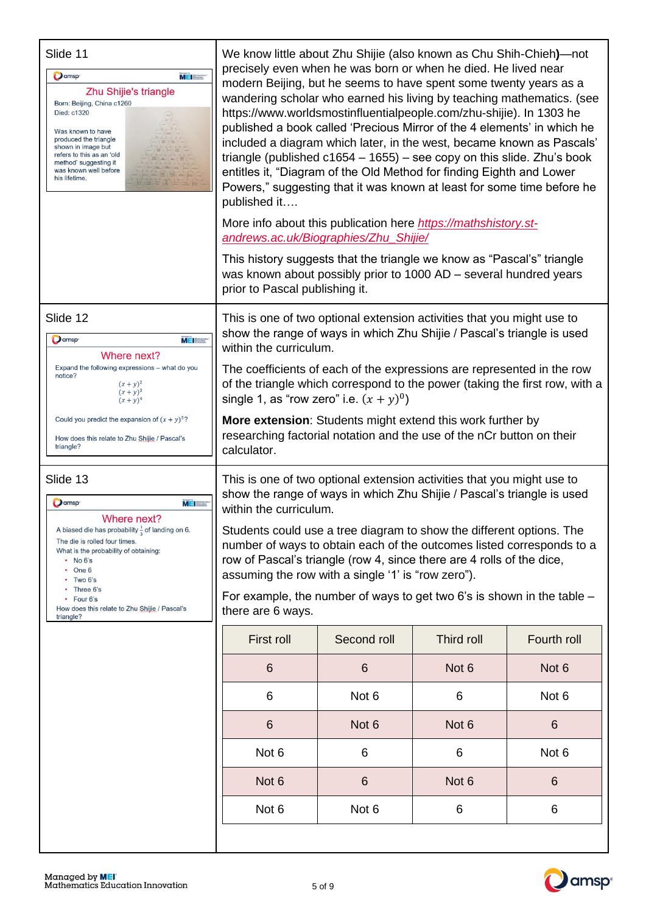## Slide 11

**Zhu Shijie's triangle**

Born: Beijing, China c1260

Died: c1320

Was known to have produced the triangle shown in image but refers to this as an 'old method' suggesting it was known well before his lifetime.

We know little about Zhu Shijie (also known as Chu Shih-Chieh)—not precisely even when he was born or when he died. He lived near modern Beijing, but he seems to have spent some twenty years as a wandering scholar who earned his living by teaching mathematics. (see https://www.worldsmostinfluentialpeople.com/zhu-shijie). In 1303 he published a book called 'Precious Mirror of the 4 elements' in which he included a diagram which later, in the west, became known as Pascals' triangle (published c1654 – 1655) – see copy on this slide. Zhu's book entitles it, "Diagram of the Old Method for finding Eighth and Lower Powers," suggesting that it was known at least for some time before he published it….

More info about this publication here *https://mathshistory.st-andrews.ac.uk/Biographies/Zhu_Shijie/*

This history suggests that the triangle we know as "Pascal's" triangle was known about possibly prior to 1000 AD – several hundred years prior to Pascal publishing it.

## Slide 12

**Where next?**

Expand the following expressions – what do you notice?

$(x+y)^2$
$(x+y)^3$
$(x+y)^4$

Could you predict the expansion of $(x+y)^5$?

How does this relate to Zhu Shijie / Pascal's triangle?

This is one of two optional extension activities that you might use to show the range of ways in which Zhu Shijie / Pascal's triangle is used within the curriculum.

The coefficients of each of the expressions are represented in the row of the triangle which correspond to the power (taking the first row, with a single 1, as "row zero" i.e. $(x+y)^0$)

**More extension**: Students might extend this work further by researching factorial notation and the use of the nCr button on their calculator.

## Slide 13

**Where next?**

A biased die has probability $\frac{1}{5}$ of landing on 6.

The die is rolled four times.

What is the probability of obtaining:

- No 6's
- One 6
- Two 6's
- Three 6's
- Four 6's

How does this relate to Zhu Shijie / Pascal's triangle?

This is one of two optional extension activities that you might use to show the range of ways in which Zhu Shijie / Pascal's triangle is used within the curriculum.

Students could use a tree diagram to show the different options. The number of ways to obtain each of the outcomes listed corresponds to a row of Pascal's triangle (row 4, since there are 4 rolls of the dice, assuming the row with a single '1' is "row zero").

For example, the number of ways to get two 6's is shown in the table – there are 6 ways.

| First roll | Second roll | Third roll | Fourth roll |
|---|---|---|---|
| 6 | 6 | Not 6 | Not 6 |
| 6 | Not 6 | 6 | Not 6 |
| 6 | Not 6 | Not 6 | 6 |
| Not 6 | 6 | 6 | Not 6 |
| Not 6 | 6 | Not 6 | 6 |
| Not 6 | Not 6 | 6 | 6 |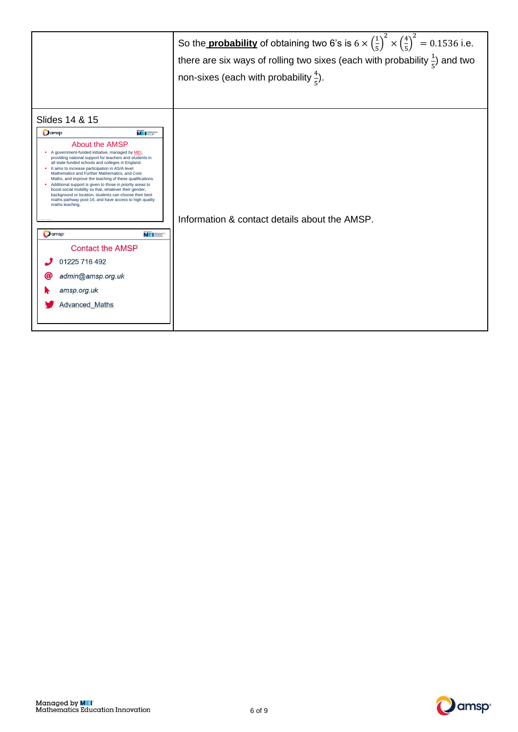| | |
|---|---|
| | So the **probability** of obtaining two 6's is $6 \times \left(\frac{1}{5}\right)^2 \times \left(\frac{4}{5}\right)^2 = 0.1536$ i.e. there are six ways of rolling two sixes (each with probability $\frac{1}{5}$) and two non-sixes (each with probability $\frac{4}{5}$). |
| Slides 14 & 15<br><br>**About the AMSP**<br>• A government-funded initiative, managed by MEI, providing national support for teachers and students in all state-funded schools and colleges in England.<br>• It aims to increase participation in AS/A level Mathematics and Further Mathematics, and Core Maths, and improve the teaching of these qualifications.<br>• Additional support is given to those in priority areas to boost social mobility so that, whatever their gender, background or location, students can choose their best maths pathway post-16, and have access to high quality maths teaching.<br><br>**Contact the AMSP**<br>01225 716 492<br>admin@amsp.org.uk<br>amsp.org.uk<br>Advanced_Maths | Information & contact details about the AMSP. |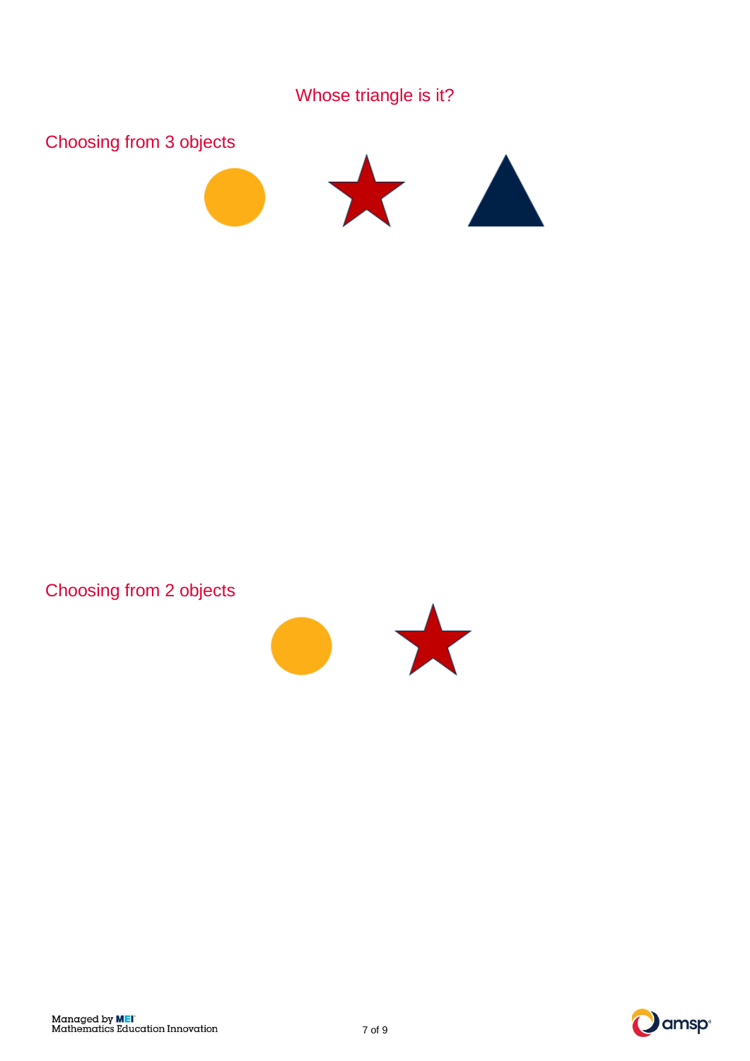# Whose triangle is it?

## Choosing from 3 objects

## Choosing from 2 objects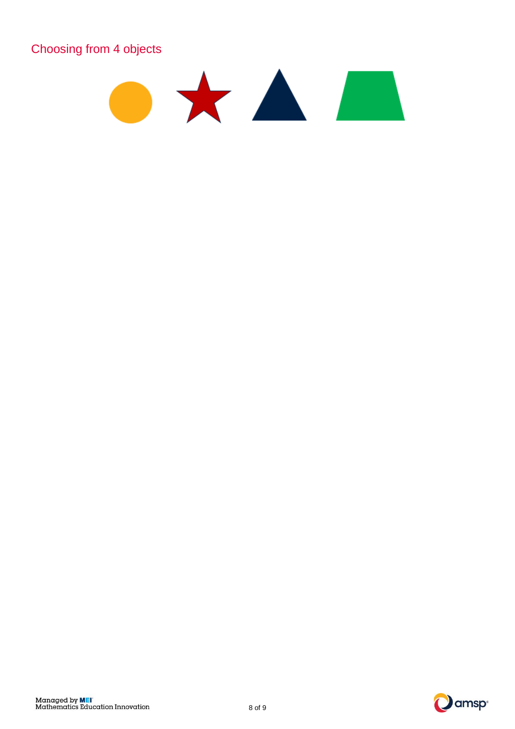## Choosing from 4 objects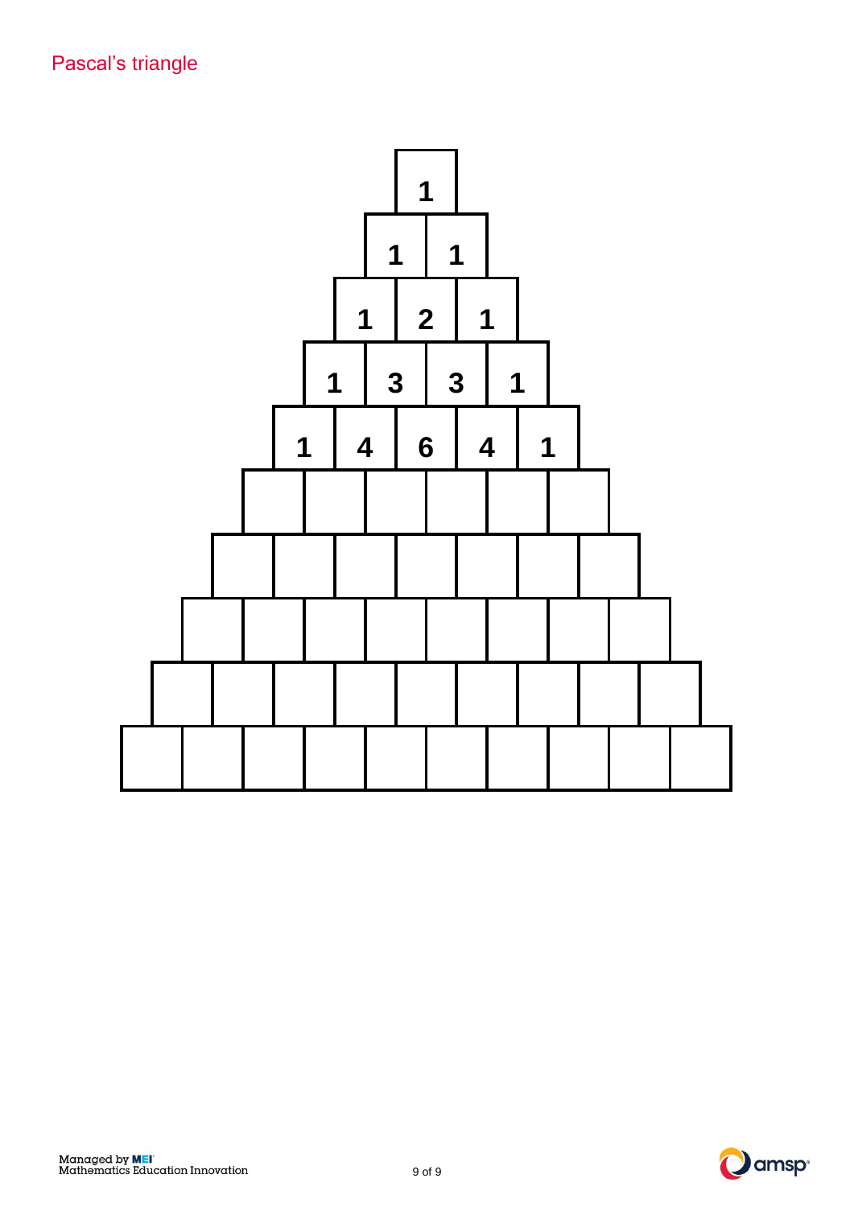# Pascal's triangle

1

1 1

1 2 1

1 3 3 1

1 4 6 4 1